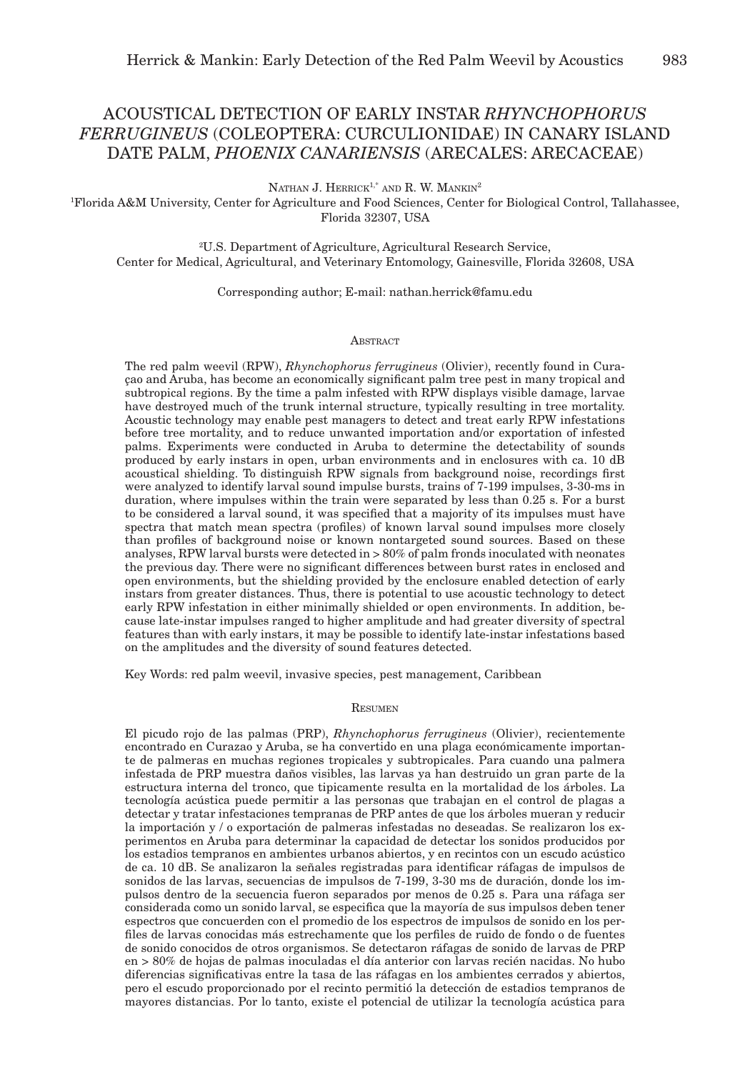# ACOUSTICAL DETECTION OF EARLY INSTAR *RHYNCHOPHORUS FERRUGINEUS* (COLEOPTERA: CURCULIONIDAE) IN CANARY ISLAND DATE PALM, *PHOENIX CANARIENSIS* (ARECALES: ARECACEAE)

Nathan J. Herrick[1,*] and R. W. Mankin[2]

[1]Florida A&M University, Center for Agriculture and Food Sciences, Center for Biological Control, Tallahassee, Florida 32307, USA

[2]U.S. Department of Agriculture, Agricultural Research Service, Center for Medical, Agricultural, and Veterinary Entomology, Gainesville, Florida 32608, USA

Corresponding author; E-mail: nathan.herrick@famu.edu

## Abstract

The red palm weevil (RPW), *Rhynchophorus ferrugineus* (Olivier), recently found in Curaçao and Aruba, has become an economically significant palm tree pest in many tropical and subtropical regions. By the time a palm infested with RPW displays visible damage, larvae have destroyed much of the trunk internal structure, typically resulting in tree mortality. Acoustic technology may enable pest managers to detect and treat early RPW infestations before tree mortality, and to reduce unwanted importation and/or exportation of infested palms. Experiments were conducted in Aruba to determine the detectability of sounds produced by early instars in open, urban environments and in enclosures with ca. 10 dB acoustical shielding. To distinguish RPW signals from background noise, recordings first were analyzed to identify larval sound impulse bursts, trains of 7-199 impulses, 3-30-ms in duration, where impulses within the train were separated by less than 0.25 s. For a burst to be considered a larval sound, it was specified that a majority of its impulses must have spectra that match mean spectra (profiles) of known larval sound impulses more closely than profiles of background noise or known nontargeted sound sources. Based on these analyses, RPW larval bursts were detected in > 80% of palm fronds inoculated with neonates the previous day. There were no significant differences between burst rates in enclosed and open environments, but the shielding provided by the enclosure enabled detection of early instars from greater distances. Thus, there is potential to use acoustic technology to detect early RPW infestation in either minimally shielded or open environments. In addition, because late-instar impulses ranged to higher amplitude and had greater diversity of spectral features than with early instars, it may be possible to identify late-instar infestations based on the amplitudes and the diversity of sound features detected.

Key Words: red palm weevil, invasive species, pest management, Caribbean

## Resumen

El picudo rojo de las palmas (PRP), *Rhynchophorus ferrugineus* (Olivier), recientemente encontrado en Curazao y Aruba, se ha convertido en una plaga económicamente importante de palmeras en muchas regiones tropicales y subtropicales. Para cuando una palmera infestada de PRP muestra daños visibles, las larvas ya han destruido un gran parte de la estructura interna del tronco, que tipicamente resulta en la mortalidad de los árboles. La tecnología acústica puede permitir a las personas que trabajan en el control de plagas a detectar y tratar infestaciones tempranas de PRP antes de que los árboles mueran y reducir la importación y / o exportación de palmeras infestadas no deseadas. Se realizaron los experimentos en Aruba para determinar la capacidad de detectar los sonidos producidos por los estadios tempranos en ambientes urbanos abiertos, y en recintos con un escudo acústico de ca. 10 dB. Se analizaron la señales registradas para identificar ráfagas de impulsos de sonidos de las larvas, secuencias de impulsos de 7-199, 3-30 ms de duración, donde los impulsos dentro de la secuencia fueron separados por menos de 0.25 s. Para una ráfaga ser considerada como un sonido larval, se especifica que la mayoría de sus impulsos deben tener espectros que concuerden con el promedio de los espectros de impulsos de sonido en los perfiles de larvas conocidas más estrechamente que los perfiles de ruido de fondo o de fuentes de sonido conocidos de otros organismos. Se detectaron ráfagas de sonido de larvas de PRP en > 80% de hojas de palmas inoculadas el día anterior con larvas recién nacidas. No hubo diferencias significativas entre la tasa de las ráfagas en los ambientes cerrados y abiertos, pero el escudo proporcionado por el recinto permitió la detección de estadios tempranos de mayores distancias. Por lo tanto, existe el potencial de utilizar la tecnología acústica para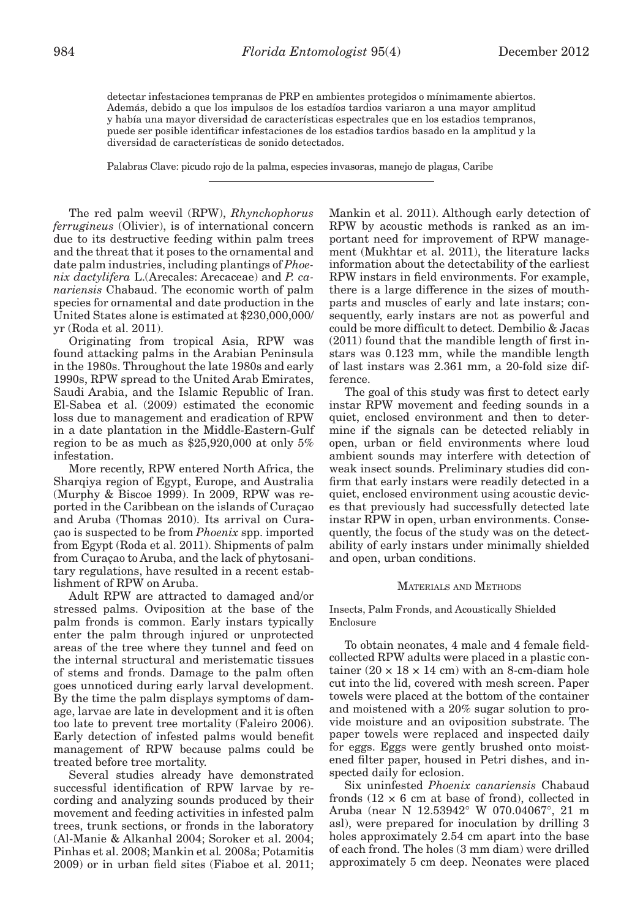detectar infestaciones tempranas de PRP en ambientes protegidos o mínimamente abiertos. Además, debido a que los impulsos de los estadíos tardios variaron a una mayor amplitud y había una mayor diversidad de características espectrales que en los estadios tempranos, puede ser posible identificar infestaciones de los estadios tardios basado en la amplitud y la diversidad de características de sonido detectados.

Palabras Clave: picudo rojo de la palma, especies invasoras, manejo de plagas, Caribe

---

The red palm weevil (RPW), *Rhynchophorus ferrugineus* (Olivier), is of international concern due to its destructive feeding within palm trees and the threat that it poses to the ornamental and date palm industries, including plantings of *Phoenix dactylifera* L.(Arecales: Arecaceae) and *P. canariensis* Chabaud. The economic worth of palm species for ornamental and date production in the United States alone is estimated at $230,000,000/yr (Roda et al. 2011).

Originating from tropical Asia, RPW was found attacking palms in the Arabian Peninsula in the 1980s. Throughout the late 1980s and early 1990s, RPW spread to the United Arab Emirates, Saudi Arabia, and the Islamic Republic of Iran. El-Sabea et al. (2009) estimated the economic loss due to management and eradication of RPW in a date plantation in the Middle-Eastern-Gulf region to be as much as $25,920,000 at only 5% infestation.

More recently, RPW entered North Africa, the Sharqiya region of Egypt, Europe, and Australia (Murphy & Biscoe 1999). In 2009, RPW was reported in the Caribbean on the islands of Curaçao and Aruba (Thomas 2010). Its arrival on Curaçao is suspected to be from *Phoenix* spp. imported from Egypt (Roda et al. 2011). Shipments of palm from Curaçao to Aruba, and the lack of phytosanitary regulations, have resulted in a recent establishment of RPW on Aruba.

Adult RPW are attracted to damaged and/or stressed palms. Oviposition at the base of the palm fronds is common. Early instars typically enter the palm through injured or unprotected areas of the tree where they tunnel and feed on the internal structural and meristematic tissues of stems and fronds. Damage to the palm often goes unnoticed during early larval development. By the time the palm displays symptoms of damage, larvae are late in development and it is often too late to prevent tree mortality (Faleiro 2006). Early detection of infested palms would benefit management of RPW because palms could be treated before tree mortality.

Several studies already have demonstrated successful identification of RPW larvae by recording and analyzing sounds produced by their movement and feeding activities in infested palm trees, trunk sections, or fronds in the laboratory (Al-Manie & Alkanhal 2004; Soroker et al. 2004; Pinhas et al. 2008; Mankin et al. 2008a; Potamitis 2009) or in urban field sites (Fiaboe et al. 2011; Mankin et al. 2011). Although early detection of RPW by acoustic methods is ranked as an important need for improvement of RPW management (Mukhtar et al. 2011), the literature lacks information about the detectability of the earliest RPW instars in field environments. For example, there is a large difference in the sizes of mouthparts and muscles of early and late instars; consequently, early instars are not as powerful and could be more difficult to detect. Dembilio & Jacas (2011) found that the mandible length of first instars was 0.123 mm, while the mandible length of last instars was 2.361 mm, a 20-fold size difference.

The goal of this study was first to detect early instar RPW movement and feeding sounds in a quiet, enclosed environment and then to determine if the signals can be detected reliably in open, urban or field environments where loud ambient sounds may interfere with detection of weak insect sounds. Preliminary studies did confirm that early instars were readily detected in a quiet, enclosed environment using acoustic devices that previously had successfully detected late instar RPW in open, urban environments. Consequently, the focus of the study was on the detectability of early instars under minimally shielded and open, urban conditions.

## Materials and Methods

### Insects, Palm Fronds, and Acoustically Shielded Enclosure

To obtain neonates, 4 male and 4 female field-collected RPW adults were placed in a plastic container (20 × 18 × 14 cm) with an 8-cm-diam hole cut into the lid, covered with mesh screen. Paper towels were placed at the bottom of the container and moistened with a 20% sugar solution to provide moisture and an oviposition substrate. The paper towels were replaced and inspected daily for eggs. Eggs were gently brushed onto moistened filter paper, housed in Petri dishes, and inspected daily for eclosion.

Six uninfested *Phoenix canariensis* Chabaud fronds (12 × 6 cm at base of frond), collected in Aruba (near N 12.53942° W 070.04067°, 21 m asl), were prepared for inoculation by drilling 3 holes approximately 2.54 cm apart into the base of each frond. The holes (3 mm diam) were drilled approximately 5 cm deep. Neonates were placed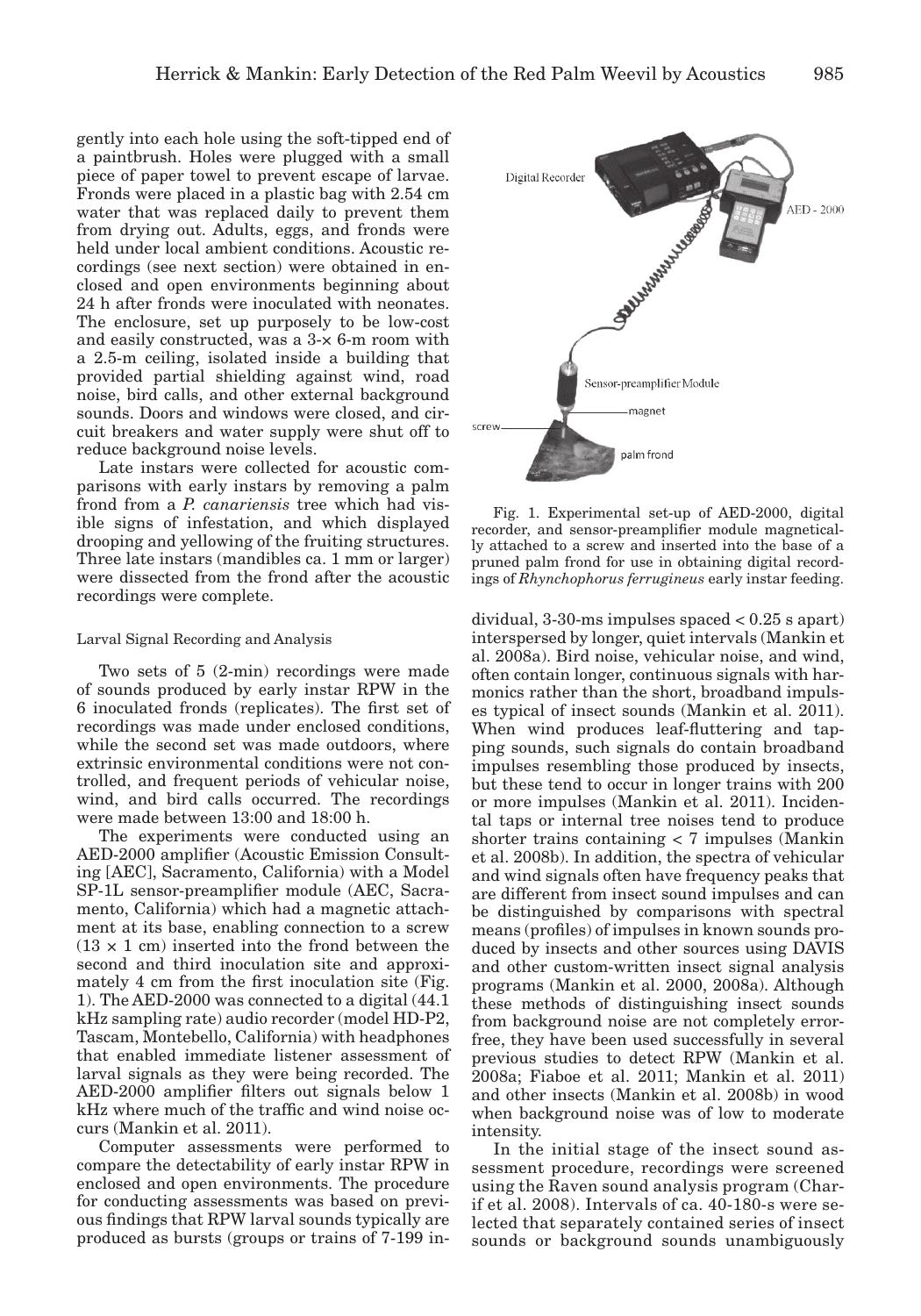gently into each hole using the soft-tipped end of a paintbrush. Holes were plugged with a small piece of paper towel to prevent escape of larvae. Fronds were placed in a plastic bag with 2.54 cm water that was replaced daily to prevent them from drying out. Adults, eggs, and fronds were held under local ambient conditions. Acoustic recordings (see next section) were obtained in enclosed and open environments beginning about 24 h after fronds were inoculated with neonates. The enclosure, set up purposely to be low-cost and easily constructed, was a 3-× 6-m room with a 2.5-m ceiling, isolated inside a building that provided partial shielding against wind, road noise, bird calls, and other external background sounds. Doors and windows were closed, and circuit breakers and water supply were shut off to reduce background noise levels.

Late instars were collected for acoustic comparisons with early instars by removing a palm frond from a *P. canariensis* tree which had visible signs of infestation, and which displayed drooping and yellowing of the fruiting structures. Three late instars (mandibles ca. 1 mm or larger) were dissected from the frond after the acoustic recordings were complete.

### Larval Signal Recording and Analysis

Two sets of 5 (2-min) recordings were made of sounds produced by early instar RPW in the 6 inoculated fronds (replicates). The first set of recordings was made under enclosed conditions, while the second set was made outdoors, where extrinsic environmental conditions were not controlled, and frequent periods of vehicular noise, wind, and bird calls occurred. The recordings were made between 13:00 and 18:00 h.

The experiments were conducted using an AED-2000 amplifier (Acoustic Emission Consulting [AEC], Sacramento, California) with a Model SP-1L sensor-preamplifier module (AEC, Sacramento, California) which had a magnetic attachment at its base, enabling connection to a screw (13 × 1 cm) inserted into the frond between the second and third inoculation site and approximately 4 cm from the first inoculation site (Fig. 1). The AED-2000 was connected to a digital (44.1 kHz sampling rate) audio recorder (model HD-P2, Tascam, Montebello, California) with headphones that enabled immediate listener assessment of larval signals as they were being recorded. The AED-2000 amplifier filters out signals below 1 kHz where much of the traffic and wind noise occurs (Mankin et al. 2011).

Computer assessments were performed to compare the detectability of early instar RPW in enclosed and open environments. The procedure for conducting assessments was based on previous findings that RPW larval sounds typically are produced as bursts (groups or trains of 7-199 individual, 3-30-ms impulses spaced < 0.25 s apart) interspersed by longer, quiet intervals (Mankin et al. 2008a). Bird noise, vehicular noise, and wind, often contain longer, continuous signals with harmonics rather than the short, broadband impulses typical of insect sounds (Mankin et al. 2011). When wind produces leaf-fluttering and tapping sounds, such signals do contain broadband impulses resembling those produced by insects, but these tend to occur in longer trains with 200 or more impulses (Mankin et al. 2011). Incidental taps or internal tree noises tend to produce shorter trains containing < 7 impulses (Mankin et al. 2008b). In addition, the spectra of vehicular and wind signals often have frequency peaks that are different from insect sound impulses and can be distinguished by comparisons with spectral means (profiles) of impulses in known sounds produced by insects and other sources using DAVIS and other custom-written insect signal analysis programs (Mankin et al. 2000, 2008a). Although these methods of distinguishing insect sounds from background noise are not completely error-free, they have been used successfully in several previous studies to detect RPW (Mankin et al. 2008a; Fiaboe et al. 2011; Mankin et al. 2011) and other insects (Mankin et al. 2008b) in wood when background noise was of low to moderate intensity.

In the initial stage of the insect sound assessment procedure, recordings were screened using the Raven sound analysis program (Charif et al. 2008). Intervals of ca. 40-180-s were selected that separately contained series of insect sounds or background sounds unambiguously

Fig. 1. Experimental set-up of AED-2000, digital recorder, and sensor-preamplifier module magnetically attached to a screw and inserted into the base of a pruned palm frond for use in obtaining digital recordings of *Rhynchophorus ferrugineus* early instar feeding.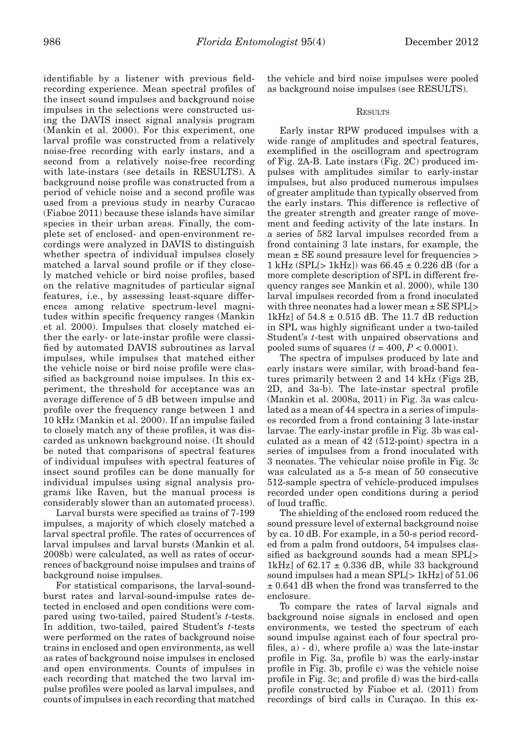identifiable by a listener with previous field-recording experience. Mean spectral profiles of the insect sound impulses and background noise impulses in the selections were constructed using the DAVIS insect signal analysis program (Mankin et al. 2000). For this experiment, one larval profile was constructed from a relatively noise-free recording with early instars, and a second from a relatively noise-free recording with late-instars (see details in RESULTS). A background noise profile was constructed from a period of vehicle noise and a second profile was used from a previous study in nearby Curacao (Fiaboe 2011) because these islands have similar species in their urban areas. Finally, the complete set of enclosed- and open-environment recordings were analyzed in DAVIS to distinguish whether spectra of individual impulses closely matched a larval sound profile or if they closely matched vehicle or bird noise profiles, based on the relative magnitudes of particular signal features, i.e., by assessing least-square differences among relative spectrum-level magnitudes within specific frequency ranges (Mankin et al. 2000). Impulses that closely matched either the early- or late-instar profile were classified by automated DAVIS subroutines as larval impulses, while impulses that matched either the vehicle noise or bird noise profile were classified as background noise impulses. In this experiment, the threshold for acceptance was an average difference of 5 dB between impulse and profile over the frequency range between 1 and 10 kHz (Mankin et al. 2000). If an impulse failed to closely match any of these profiles, it was discarded as unknown background noise. (It should be noted that comparisons of spectral features of individual impulses with spectral features of insect sound profiles can be done manually for individual impulses using signal analysis programs like Raven, but the manual process is considerably slower than an automated process).

Larval bursts were specified as trains of 7-199 impulses, a majority of which closely matched a larval spectral profile. The rates of occurrences of larval impulses and larval bursts (Mankin et al. 2008b) were calculated, as well as rates of occurrences of background noise impulses and trains of background noise impulses.

For statistical comparisons, the larval-sound-burst rates and larval-sound-impulse rates detected in enclosed and open conditions were compared using two-tailed, paired Student's *t*-tests. In addition, two-tailed, paired Student's *t*-tests were performed on the rates of background noise trains in enclosed and open environments, as well as rates of background noise impulses in enclosed and open environments. Counts of impulses in each recording that matched the two larval impulse profiles were pooled as larval impulses, and counts of impulses in each recording that matched the vehicle and bird noise impulses were pooled as background noise impulses (see RESULTS).

## RESULTS

Early instar RPW produced impulses with a wide range of amplitudes and spectral features, exemplified in the oscillogram and spectrogram of Fig. 2A-B. Late instars (Fig. 2C) produced impulses with amplitudes similar to early-instar impulses, but also produced numerous impulses of greater amplitude than typically observed from the early instars. This difference is reflective of the greater strength and greater range of movement and feeding activity of the late instars. In a series of 582 larval impulses recorded from a frond containing 3 late instars, for example, the mean ± SE sound pressure level for frequencies > 1 kHz (SPL[> 1kHz]) was 66.45 ± 0.226 dB (for a more complete description of SPL in different frequency ranges see Mankin et al. 2000), while 130 larval impulses recorded from a frond inoculated with three neonates had a lower mean ± SE SPL[> 1kHz] of 54.8 ± 0.515 dB. The 11.7 dB reduction in SPL was highly significant under a two-tailed Student's *t*-test with unpaired observations and pooled sums of squares ($t = 400$, $P < 0.0001$).

The spectra of impulses produced by late and early instars were similar, with broad-band features primarily between 2 and 14 kHz (Figs 2B, 2D, and 3a-b). The late-instar spectral profile (Mankin et al. 2008a, 2011) in Fig. 3a was calculated as a mean of 44 spectra in a series of impulses recorded from a frond containing 3 late-instar larvae. The early-instar profile in Fig. 3b was calculated as a mean of 42 (512-point) spectra in a series of impulses from a frond inoculated with 3 neonates. The vehicular noise profile in Fig. 3c was calculated as a 5-s mean of 50 consecutive 512-sample spectra of vehicle-produced impulses recorded under open conditions during a period of loud traffic.

The shielding of the enclosed room reduced the sound pressure level of external background noise by ca. 10 dB. For example, in a 50-s period recorded from a palm frond outdoors, 54 impulses classified as background sounds had a mean SPL[> 1kHz] of 62.17 ± 0.336 dB, while 33 background sound impulses had a mean SPL[> 1kHz] of 51.06 ± 0.641 dB when the frond was transferred to the enclosure.

To compare the rates of larval signals and background noise signals in enclosed and open environments, we tested the spectrum of each sound impulse against each of four spectral profiles, a) - d), where profile a) was the late-instar profile in Fig. 3a, profile b) was the early-instar profile in Fig. 3b, profile c) was the vehicle noise profile in Fig. 3c; and profile d) was the bird-calls profile constructed by Fiaboe et al. (2011) from recordings of bird calls in Curaçao. In this ex-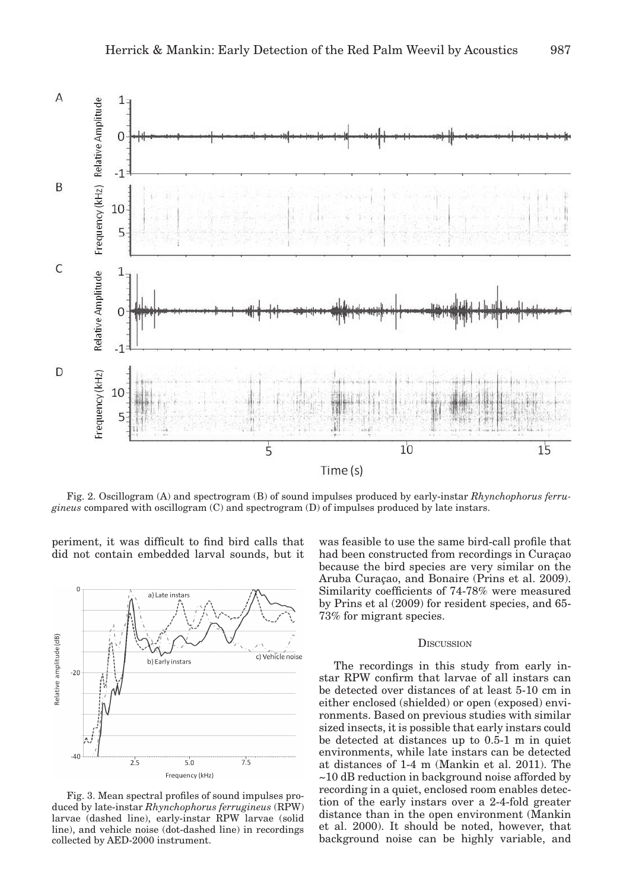Fig. 2. Oscillogram (A) and spectrogram (B) of sound impulses produced by early-instar *Rhynchophorus ferrugineus* compared with oscillogram (C) and spectrogram (D) of impulses produced by late instars.

periment, it was difficult to find bird calls that did not contain embedded larval sounds, but it was feasible to use the same bird-call profile that had been constructed from recordings in Curaçao because the bird species are very similar on the Aruba Curaçao, and Bonaire (Prins et al. 2009). Similarity coefficients of 74-78% were measured by Prins et al (2009) for resident species, and 65-73% for migrant species.

Fig. 3. Mean spectral profiles of sound impulses produced by late-instar *Rhynchophorus ferrugineus* (RPW) larvae (dashed line), early-instar RPW larvae (solid line), and vehicle noise (dot-dashed line) in recordings collected by AED-2000 instrument.

## Discussion

The recordings in this study from early instar RPW confirm that larvae of all instars can be detected over distances of at least 5-10 cm in either enclosed (shielded) or open (exposed) environments. Based on previous studies with similar sized insects, it is possible that early instars could be detected at distances up to 0.5-1 m in quiet environments, while late instars can be detected at distances of 1-4 m (Mankin et al. 2011). The ~10 dB reduction in background noise afforded by recording in a quiet, enclosed room enables detection of the early instars over a 2-4-fold greater distance than in the open environment (Mankin et al. 2000). It should be noted, however, that background noise can be highly variable, and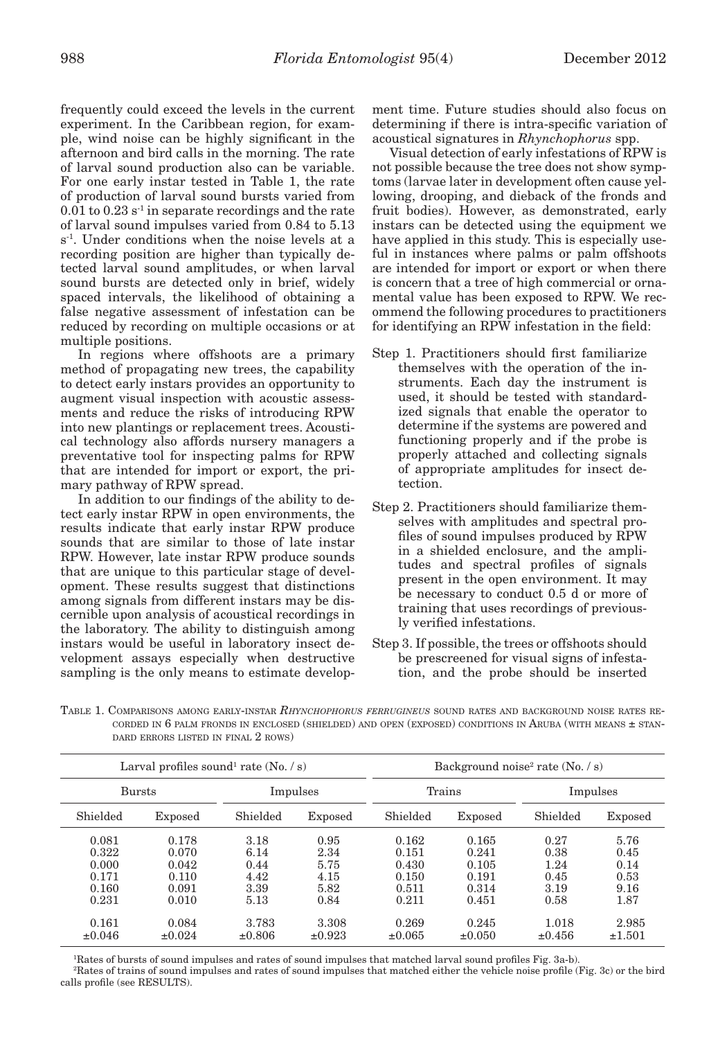frequently could exceed the levels in the current experiment. In the Caribbean region, for example, wind noise can be highly significant in the afternoon and bird calls in the morning. The rate of larval sound production also can be variable. For one early instar tested in Table 1, the rate of production of larval sound bursts varied from 0.01 to 0.23 $s^{-1}$ in separate recordings and the rate of larval sound impulses varied from 0.84 to 5.13 $s^{-1}$. Under conditions when the noise levels at a recording position are higher than typically detected larval sound amplitudes, or when larval sound bursts are detected only in brief, widely spaced intervals, the likelihood of obtaining a false negative assessment of infestation can be reduced by recording on multiple occasions or at multiple positions.

In regions where offshoots are a primary method of propagating new trees, the capability to detect early instars provides an opportunity to augment visual inspection with acoustic assessments and reduce the risks of introducing RPW into new plantings or replacement trees. Acoustical technology also affords nursery managers a preventative tool for inspecting palms for RPW that are intended for import or export, the primary pathway of RPW spread.

In addition to our findings of the ability to detect early instar RPW in open environments, the results indicate that early instar RPW produce sounds that are similar to those of late instar RPW. However, late instar RPW produce sounds that are unique to this particular stage of development. These results suggest that distinctions among signals from different instars may be discernible upon analysis of acoustical recordings in the laboratory. The ability to distinguish among instars would be useful in laboratory insect development assays especially when destructive sampling is the only means to estimate development time. Future studies should also focus on determining if there is intra-specific variation of acoustical signatures in *Rhynchophorus* spp.

Visual detection of early infestations of RPW is not possible because the tree does not show symptoms (larvae later in development often cause yellowing, drooping, and dieback of the fronds and fruit bodies). However, as demonstrated, early instars can be detected using the equipment we have applied in this study. This is especially useful in instances where palms or palm offshoots are intended for import or export or when there is concern that a tree of high commercial or ornamental value has been exposed to RPW. We recommend the following procedures to practitioners for identifying an RPW infestation in the field:

- Step 1. Practitioners should first familiarize themselves with the operation of the instruments. Each day the instrument is used, it should be tested with standardized signals that enable the operator to determine if the systems are powered and functioning properly and if the probe is properly attached and collecting signals of appropriate amplitudes for insect detection.
- Step 2. Practitioners should familiarize themselves with amplitudes and spectral profiles of sound impulses produced by RPW in a shielded enclosure, and the amplitudes and spectral profiles of signals present in the open environment. It may be necessary to conduct 0.5 d or more of training that uses recordings of previously verified infestations.
- Step 3. If possible, the trees or offshoots should be prescreened for visual signs of infestation, and the probe should be inserted

Table 1. Comparisons among early-instar *Rhynchophorus ferrugineus* sound rates and background noise rates recorded in 6 palm fronds in enclosed (shielded) and open (exposed) conditions in Aruba (with means ± standard errors listed in final 2 rows)

| Larval profiles sound[1] rate (No. / s) | | | | Background noise[2] rate (No. / s) | | | |
|---|---|---|---|---|---|---|---|
| Bursts | | Impulses | | Trains | | Impulses | |
| Shielded | Exposed | Shielded | Exposed | Shielded | Exposed | Shielded | Exposed |
| 0.081 | 0.178 | 3.18 | 0.95 | 0.162 | 0.165 | 0.27 | 5.76 |
| 0.322 | 0.070 | 6.14 | 2.34 | 0.151 | 0.241 | 0.38 | 0.45 |
| 0.000 | 0.042 | 0.44 | 5.75 | 0.430 | 0.105 | 1.24 | 0.14 |
| 0.171 | 0.110 | 4.42 | 4.15 | 0.150 | 0.191 | 0.45 | 0.53 |
| 0.160 | 0.091 | 3.39 | 5.82 | 0.511 | 0.314 | 3.19 | 9.16 |
| 0.231 | 0.010 | 5.13 | 0.84 | 0.211 | 0.451 | 0.58 | 1.87 |
| 0.161 | 0.084 | 3.783 | 3.308 | 0.269 | 0.245 | 1.018 | 2.985 |
| ±0.046 | ±0.024 | ±0.806 | ±0.923 | ±0.065 | ±0.050 | ±0.456 | ±1.501 |

[1]Rates of bursts of sound impulses and rates of sound impulses that matched larval sound profiles Fig. 3a-b).

[2]Rates of trains of sound impulses and rates of sound impulses that matched either the vehicle noise profile (Fig. 3c) or the bird calls profile (see RESULTS).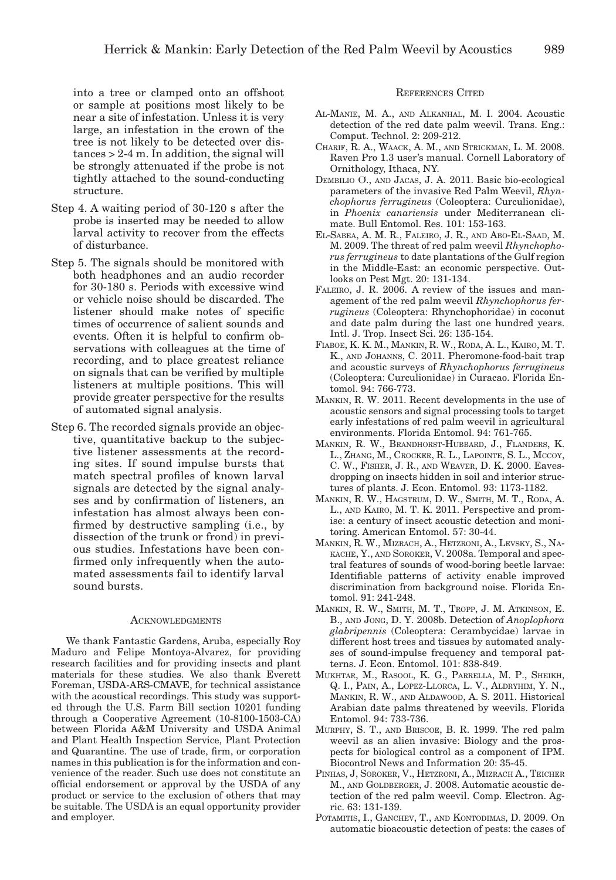into a tree or clamped onto an offshoot or sample at positions most likely to be near a site of infestation. Unless it is very large, an infestation in the crown of the tree is not likely to be detected over distances > 2-4 m. In addition, the signal will be strongly attenuated if the probe is not tightly attached to the sound-conducting structure.

Step 4. A waiting period of 30-120 s after the probe is inserted may be needed to allow larval activity to recover from the effects of disturbance.

Step 5. The signals should be monitored with both headphones and an audio recorder for 30-180 s. Periods with excessive wind or vehicle noise should be discarded. The listener should make notes of specific times of occurrence of salient sounds and events. Often it is helpful to confirm observations with colleagues at the time of recording, and to place greatest reliance on signals that can be verified by multiple listeners at multiple positions. This will provide greater perspective for the results of automated signal analysis.

Step 6. The recorded signals provide an objective, quantitative backup to the subjective listener assessments at the recording sites. If sound impulse bursts that match spectral profiles of known larval signals are detected by the signal analyses and by confirmation of listeners, an infestation has almost always been confirmed by destructive sampling (i.e., by dissection of the trunk or frond) in previous studies. Infestations have been confirmed only infrequently when the automated assessments fail to identify larval sound bursts.

## Acknowledgments

We thank Fantastic Gardens, Aruba, especially Roy Maduro and Felipe Montoya-Alvarez, for providing research facilities and for providing insects and plant materials for these studies. We also thank Everett Foreman, USDA-ARS-CMAVE, for technical assistance with the acoustical recordings. This study was supported through the U.S. Farm Bill section 10201 funding through a Cooperative Agreement (10-8100-1503-CA) between Florida A&M University and USDA Animal and Plant Health Inspection Service, Plant Protection and Quarantine. The use of trade, firm, or corporation names in this publication is for the information and convenience of the reader. Such use does not constitute an official endorsement or approval by the USDA of any product or service to the exclusion of others that may be suitable. The USDA is an equal opportunity provider and employer.

## References Cited

Al-Manie, M. A., and Alkanhal, M. I. 2004. Acoustic detection of the red date palm weevil. Trans. Eng.: Comput. Technol. 2: 209-212.

Charif, R. A., Waack, A. M., and Strickman, L. M. 2008. Raven Pro 1.3 user's manual. Cornell Laboratory of Ornithology, Ithaca, NY.

Dembilio Ó., and Jacas, J. A. 2011. Basic bio-ecological parameters of the invasive Red Palm Weevil, *Rhynchophorus ferrugineus* (Coleoptera: Curculionidae), in *Phoenix canariensis* under Mediterranean climate. Bull Entomol. Res. 101: 153-163.

El-Sabea, A. M. R., Faleiro, J. R., and Abo-El-Saad, M. M. 2009. The threat of red palm weevil *Rhynchophorus ferrugineus* to date plantations of the Gulf region in the Middle-East: an economic perspective. Outlooks on Pest Mgt. 20: 131-134.

Faleiro, J. R. 2006. A review of the issues and management of the red palm weevil *Rhynchophorus ferrugineus* (Coleoptera: Rhynchophoridae) in coconut and date palm during the last one hundred years. Intl. J. Trop. Insect Sci. 26: 135-154.

Fiaboe, K. K. M., Mankin, R. W., Roda, A. L., Kairo, M. T. K., and Johanns, C. 2011. Pheromone-food-bait trap and acoustic surveys of *Rhynchophorus ferrugineus* (Coleoptera: Curculionidae) in Curacao. Florida Entomol. 94: 766-773.

Mankin, R. W. 2011. Recent developments in the use of acoustic sensors and signal processing tools to target early infestations of red palm weevil in agricultural environments. Florida Entomol. 94: 761-765.

Mankin, R. W., Brandhorst-Hubbard, J., Flanders, K. L., Zhang, M., Crocker, R. L., Lapointe, S. L., Mccoy, C. W., Fisher, J. R., and Weaver, D. K. 2000. Eavesdropping on insects hidden in soil and interior structures of plants. J. Econ. Entomol. 93: 1173-1182.

Mankin, R. W., Hagstrum, D. W., Smith, M. T., Roda, A. L., and Kairo, M. T. K. 2011. Perspective and promise: a century of insect acoustic detection and monitoring. American Entomol. 57: 30-44.

Mankin, R. W., Mizrach, A., Hetzroni, A., Levsky, S., Nakache, Y., and Soroker, V. 2008a. Temporal and spectral features of sounds of wood-boring beetle larvae: Identifiable patterns of activity enable improved discrimination from background noise. Florida Entomol. 91: 241-248.

Mankin, R. W., Smith, M. T., Tropp, J. M. Atkinson, E. B., and Jong, D. Y. 2008b. Detection of *Anoplophora glabripennis* (Coleoptera: Cerambycidae) larvae in different host trees and tissues by automated analyses of sound-impulse frequency and temporal patterns. J. Econ. Entomol. 101: 838-849.

Mukhtar, M., Rasool, K. G., Parrella, M. P., Sheikh, Q. I., Pain, A., Lopez-Llorca, L. V., Aldryhim, Y. N., Mankin, R. W., and Aldawood, A. S. 2011. Historical Arabian date palms threatened by weevils. Florida Entomol. 94: 733-736.

Murphy, S. T., and Briscoe, B. R. 1999. The red palm weevil as an alien invasive: Biology and the prospects for biological control as a component of IPM. Biocontrol News and Information 20: 35-45.

Pinhas, J, Soroker, V., Hetzroni, A., Mizrach A., Teicher M., and Goldberger, J. 2008. Automatic acoustic detection of the red palm weevil. Comp. Electron. Agric. 63: 131-139.

Potamitis, I., Ganchev, T., and Kontodimas, D. 2009. On automatic bioacoustic detection of pests: the cases of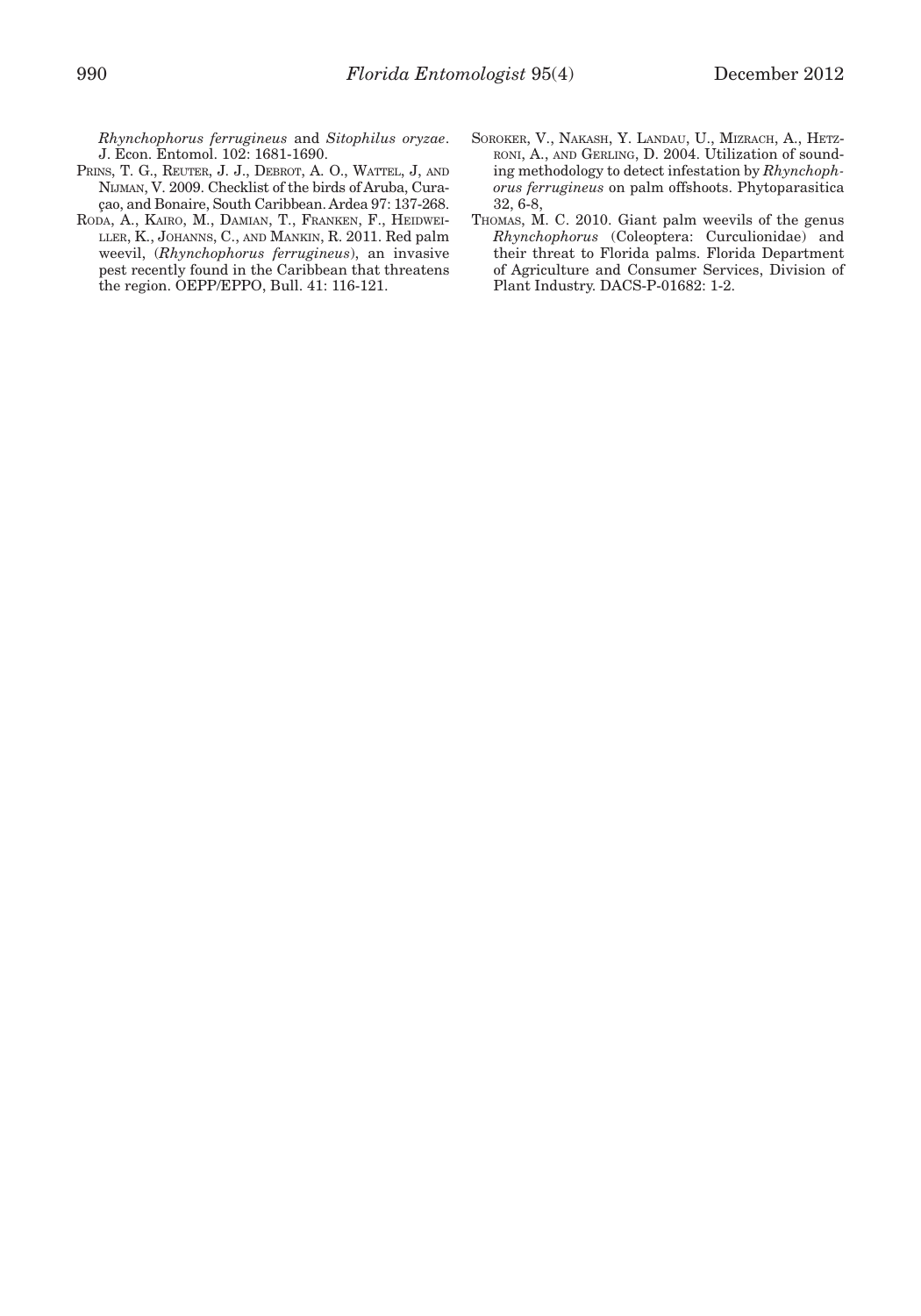*Rhynchophorus ferrugineus* and *Sitophilus oryzae*. J. Econ. Entomol. 102: 1681-1690.

PRINS, T. G., REUTER, J. J., DEBROT, A. O., WATTEL, J, AND NIJMAN, V. 2009. Checklist of the birds of Aruba, Curaçao, and Bonaire, South Caribbean. Ardea 97: 137-268.

RODA, A., KAIRO, M., DAMIAN, T., FRANKEN, F., HEIDWEILLER, K., JOHANNS, C., AND MANKIN, R. 2011. Red palm weevil, (*Rhynchophorus ferrugineus*), an invasive pest recently found in the Caribbean that threatens the region. OEPP/EPPO, Bull. 41: 116-121.

SOROKER, V., NAKASH, Y. LANDAU, U., MIZRACH, A., HETZRONI, A., AND GERLING, D. 2004. Utilization of sounding methodology to detect infestation by *Rhynchophorus ferrugineus* on palm offshoots. Phytoparasitica 32, 6-8,

THOMAS, M. C. 2010. Giant palm weevils of the genus *Rhynchophorus* (Coleoptera: Curculionidae) and their threat to Florida palms. Florida Department of Agriculture and Consumer Services, Division of Plant Industry. DACS-P-01682: 1-2.